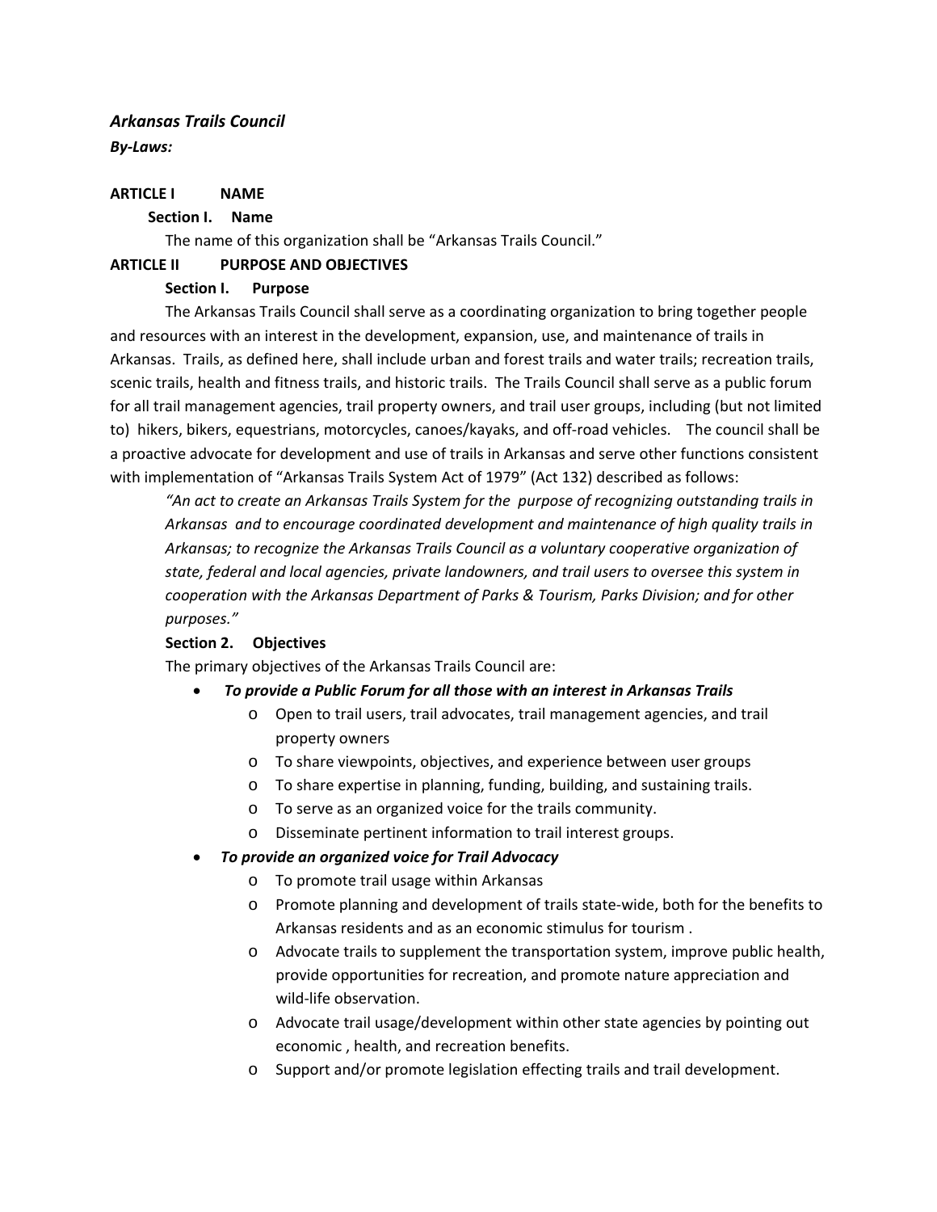***Arkansas Trails Council***

***By-Laws:***

**ARTICLE I NAME**

**Section I. Name**

The name of this organization shall be "Arkansas Trails Council."

**ARTICLE II PURPOSE AND OBJECTIVES**

**Section I. Purpose**

The Arkansas Trails Council shall serve as a coordinating organization to bring together people and resources with an interest in the development, expansion, use, and maintenance of trails in Arkansas. Trails, as defined here, shall include urban and forest trails and water trails; recreation trails, scenic trails, health and fitness trails, and historic trails. The Trails Council shall serve as a public forum for all trail management agencies, trail property owners, and trail user groups, including (but not limited to) hikers, bikers, equestrians, motorcycles, canoes/kayaks, and off-road vehicles. The council shall be a proactive advocate for development and use of trails in Arkansas and serve other functions consistent with implementation of "Arkansas Trails System Act of 1979" (Act 132) described as follows:

> *"An act to create an Arkansas Trails System for the purpose of recognizing outstanding trails in Arkansas and to encourage coordinated development and maintenance of high quality trails in Arkansas; to recognize the Arkansas Trails Council as a voluntary cooperative organization of state, federal and local agencies, private landowners, and trail users to oversee this system in cooperation with the Arkansas Department of Parks & Tourism, Parks Division; and for other purposes."*

**Section 2. Objectives**

The primary objectives of the Arkansas Trails Council are:

- ***To provide a Public Forum for all those with an interest in Arkansas Trails***
  - Open to trail users, trail advocates, trail management agencies, and trail property owners
  - To share viewpoints, objectives, and experience between user groups
  - To share expertise in planning, funding, building, and sustaining trails.
  - To serve as an organized voice for the trails community.
  - Disseminate pertinent information to trail interest groups.
- ***To provide an organized voice for Trail Advocacy***
  - To promote trail usage within Arkansas
  - Promote planning and development of trails state-wide, both for the benefits to Arkansas residents and as an economic stimulus for tourism .
  - Advocate trails to supplement the transportation system, improve public health, provide opportunities for recreation, and promote nature appreciation and wild-life observation.
  - Advocate trail usage/development within other state agencies by pointing out economic , health, and recreation benefits.
  - Support and/or promote legislation effecting trails and trail development.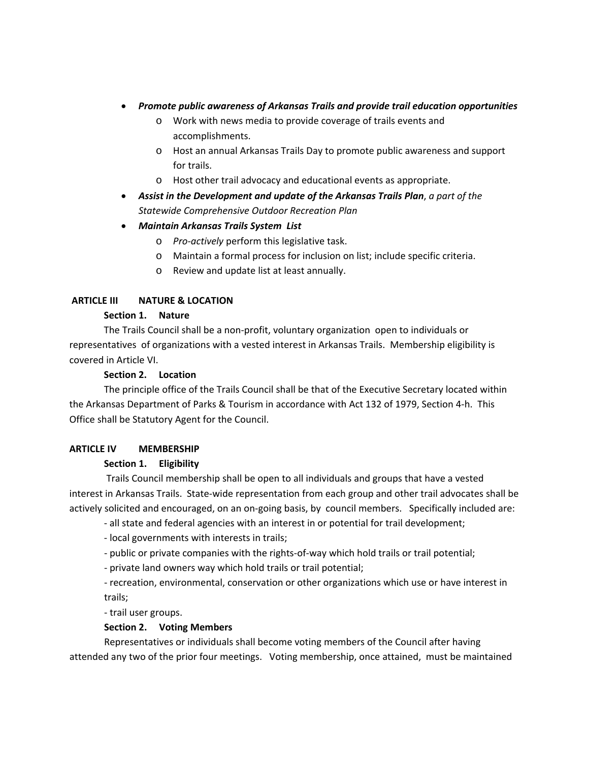- ***Promote public awareness of Arkansas Trails and provide trail education opportunities***
    - Work with news media to provide coverage of trails events and accomplishments.
    - Host an annual Arkansas Trails Day to promote public awareness and support for trails.
    - Host other trail advocacy and educational events as appropriate.
- ***Assist in the Development and update of the Arkansas Trails Plan****, a part of the Statewide Comprehensive Outdoor Recreation Plan*
- ***Maintain Arkansas Trails System List***
    - *Pro-actively* perform this legislative task.
    - Maintain a formal process for inclusion on list; include specific criteria.
    - Review and update list at least annually.

## ARTICLE III NATURE & LOCATION

**Section 1. Nature**

The Trails Council shall be a non-profit, voluntary organization open to individuals or representatives of organizations with a vested interest in Arkansas Trails. Membership eligibility is covered in Article VI.

**Section 2. Location**

The principle office of the Trails Council shall be that of the Executive Secretary located within the Arkansas Department of Parks & Tourism in accordance with Act 132 of 1979, Section 4-h. This Office shall be Statutory Agent for the Council.

## ARTICLE IV MEMBERSHIP

**Section 1. Eligibility**

Trails Council membership shall be open to all individuals and groups that have a vested interest in Arkansas Trails. State-wide representation from each group and other trail advocates shall be actively solicited and encouraged, on an on-going basis, by council members. Specifically included are:

- all state and federal agencies with an interest in or potential for trail development;
- local governments with interests in trails;
- public or private companies with the rights-of-way which hold trails or trail potential;
- private land owners way which hold trails or trail potential;
- recreation, environmental, conservation or other organizations which use or have interest in trails;
- trail user groups.

**Section 2. Voting Members**

Representatives or individuals shall become voting members of the Council after having attended any two of the prior four meetings. Voting membership, once attained, must be maintained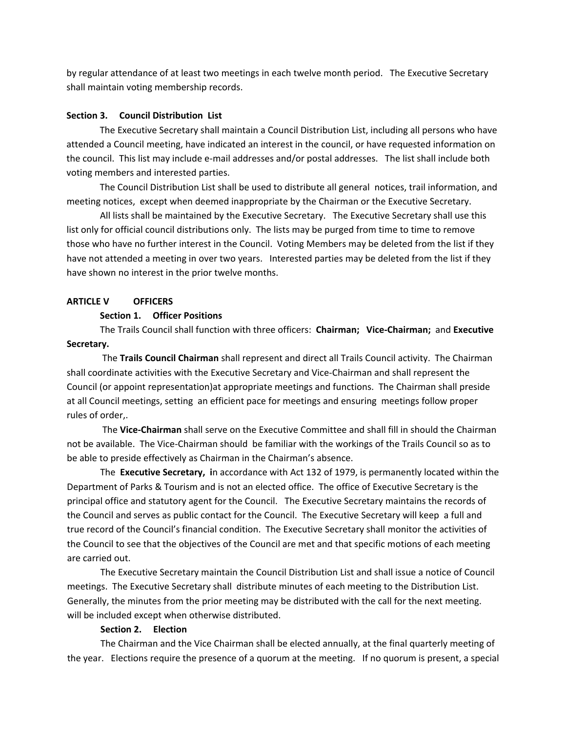by regular attendance of at least two meetings in each twelve month period. The Executive Secretary shall maintain voting membership records.

**Section 3. Council Distribution List**

The Executive Secretary shall maintain a Council Distribution List, including all persons who have attended a Council meeting, have indicated an interest in the council, or have requested information on the council. This list may include e-mail addresses and/or postal addresses. The list shall include both voting members and interested parties.

The Council Distribution List shall be used to distribute all general notices, trail information, and meeting notices, except when deemed inappropriate by the Chairman or the Executive Secretary.

All lists shall be maintained by the Executive Secretary. The Executive Secretary shall use this list only for official council distributions only. The lists may be purged from time to time to remove those who have no further interest in the Council. Voting Members may be deleted from the list if they have not attended a meeting in over two years. Interested parties may be deleted from the list if they have shown no interest in the prior twelve months.

## ARTICLE V OFFICERS

**Section 1. Officer Positions**

The Trails Council shall function with three officers: **Chairman; Vice-Chairman;** and **Executive Secretary.**

The **Trails Council Chairman** shall represent and direct all Trails Council activity. The Chairman shall coordinate activities with the Executive Secretary and Vice-Chairman and shall represent the Council (or appoint representation)at appropriate meetings and functions. The Chairman shall preside at all Council meetings, setting an efficient pace for meetings and ensuring meetings follow proper rules of order,.

The **Vice-Chairman** shall serve on the Executive Committee and shall fill in should the Chairman not be available. The Vice-Chairman should be familiar with the workings of the Trails Council so as to be able to preside effectively as Chairman in the Chairman's absence.

The **Executive Secretary, i**n accordance with Act 132 of 1979, is permanently located within the Department of Parks & Tourism and is not an elected office. The office of Executive Secretary is the principal office and statutory agent for the Council. The Executive Secretary maintains the records of the Council and serves as public contact for the Council. The Executive Secretary will keep a full and true record of the Council's financial condition. The Executive Secretary shall monitor the activities of the Council to see that the objectives of the Council are met and that specific motions of each meeting are carried out.

The Executive Secretary maintain the Council Distribution List and shall issue a notice of Council meetings. The Executive Secretary shall distribute minutes of each meeting to the Distribution List. Generally, the minutes from the prior meeting may be distributed with the call for the next meeting. will be included except when otherwise distributed.

**Section 2. Election**

The Chairman and the Vice Chairman shall be elected annually, at the final quarterly meeting of the year. Elections require the presence of a quorum at the meeting. If no quorum is present, a special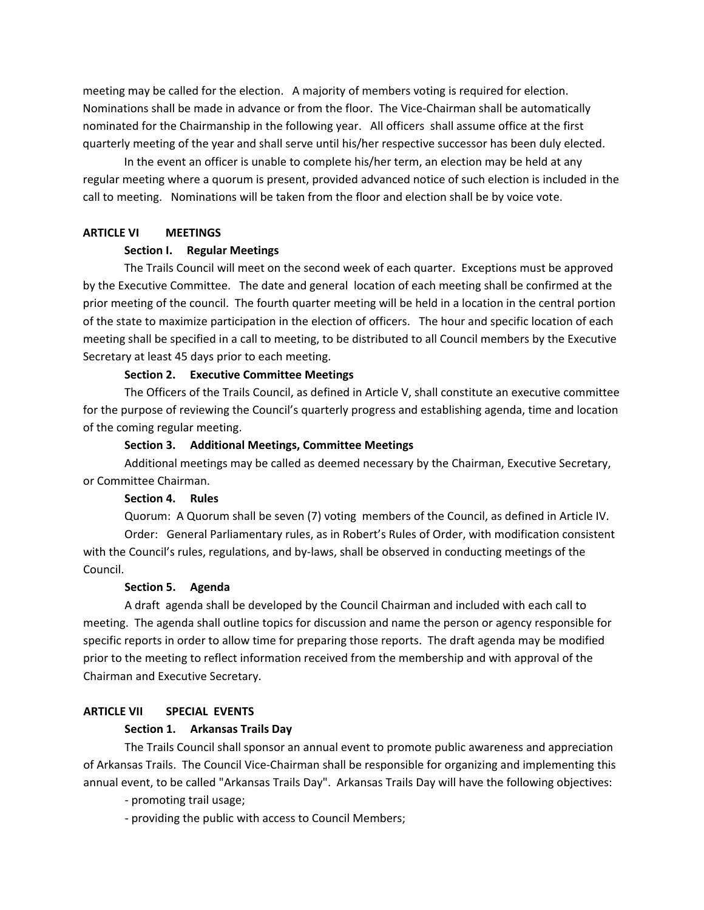meeting may be called for the election. A majority of members voting is required for election. Nominations shall be made in advance or from the floor. The Vice-Chairman shall be automatically nominated for the Chairmanship in the following year. All officers shall assume office at the first quarterly meeting of the year and shall serve until his/her respective successor has been duly elected.

In the event an officer is unable to complete his/her term, an election may be held at any regular meeting where a quorum is present, provided advanced notice of such election is included in the call to meeting. Nominations will be taken from the floor and election shall be by voice vote.

**ARTICLE VI MEETINGS**

**Section I. Regular Meetings**

The Trails Council will meet on the second week of each quarter. Exceptions must be approved by the Executive Committee. The date and general location of each meeting shall be confirmed at the prior meeting of the council. The fourth quarter meeting will be held in a location in the central portion of the state to maximize participation in the election of officers. The hour and specific location of each meeting shall be specified in a call to meeting, to be distributed to all Council members by the Executive Secretary at least 45 days prior to each meeting.

**Section 2. Executive Committee Meetings**

The Officers of the Trails Council, as defined in Article V, shall constitute an executive committee for the purpose of reviewing the Council's quarterly progress and establishing agenda, time and location of the coming regular meeting.

**Section 3. Additional Meetings, Committee Meetings**

Additional meetings may be called as deemed necessary by the Chairman, Executive Secretary, or Committee Chairman.

**Section 4. Rules**

Quorum: A Quorum shall be seven (7) voting members of the Council, as defined in Article IV.

Order: General Parliamentary rules, as in Robert's Rules of Order, with modification consistent with the Council's rules, regulations, and by-laws, shall be observed in conducting meetings of the Council.

**Section 5. Agenda**

A draft agenda shall be developed by the Council Chairman and included with each call to meeting. The agenda shall outline topics for discussion and name the person or agency responsible for specific reports in order to allow time for preparing those reports. The draft agenda may be modified prior to the meeting to reflect information received from the membership and with approval of the Chairman and Executive Secretary.

**ARTICLE VII SPECIAL EVENTS**

**Section 1. Arkansas Trails Day**

The Trails Council shall sponsor an annual event to promote public awareness and appreciation of Arkansas Trails. The Council Vice-Chairman shall be responsible for organizing and implementing this annual event, to be called "Arkansas Trails Day". Arkansas Trails Day will have the following objectives:

- promoting trail usage;
- providing the public with access to Council Members;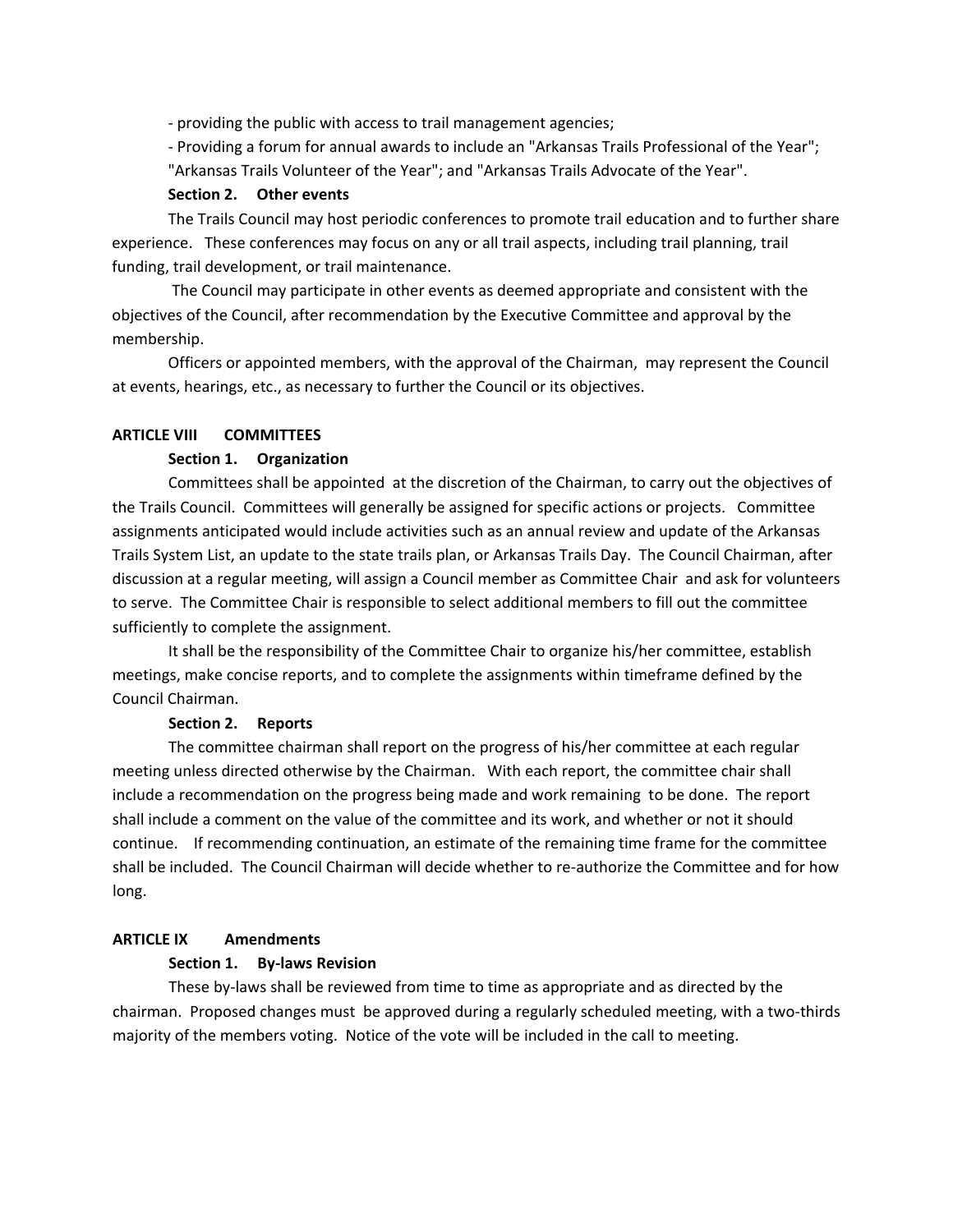- providing the public with access to trail management agencies;

- Providing a forum for annual awards to include an "Arkansas Trails Professional of the Year"; "Arkansas Trails Volunteer of the Year"; and "Arkansas Trails Advocate of the Year".

**Section 2. Other events**

The Trails Council may host periodic conferences to promote trail education and to further share experience. These conferences may focus on any or all trail aspects, including trail planning, trail funding, trail development, or trail maintenance.

The Council may participate in other events as deemed appropriate and consistent with the objectives of the Council, after recommendation by the Executive Committee and approval by the membership.

Officers or appointed members, with the approval of the Chairman, may represent the Council at events, hearings, etc., as necessary to further the Council or its objectives.

## ARTICLE VIII COMMITTEES

**Section 1. Organization**

Committees shall be appointed at the discretion of the Chairman, to carry out the objectives of the Trails Council. Committees will generally be assigned for specific actions or projects. Committee assignments anticipated would include activities such as an annual review and update of the Arkansas Trails System List, an update to the state trails plan, or Arkansas Trails Day. The Council Chairman, after discussion at a regular meeting, will assign a Council member as Committee Chair and ask for volunteers to serve. The Committee Chair is responsible to select additional members to fill out the committee sufficiently to complete the assignment.

It shall be the responsibility of the Committee Chair to organize his/her committee, establish meetings, make concise reports, and to complete the assignments within timeframe defined by the Council Chairman.

**Section 2. Reports**

The committee chairman shall report on the progress of his/her committee at each regular meeting unless directed otherwise by the Chairman. With each report, the committee chair shall include a recommendation on the progress being made and work remaining to be done. The report shall include a comment on the value of the committee and its work, and whether or not it should continue. If recommending continuation, an estimate of the remaining time frame for the committee shall be included. The Council Chairman will decide whether to re-authorize the Committee and for how long.

## ARTICLE IX Amendments

**Section 1. By-laws Revision**

These by-laws shall be reviewed from time to time as appropriate and as directed by the chairman. Proposed changes must be approved during a regularly scheduled meeting, with a two-thirds majority of the members voting. Notice of the vote will be included in the call to meeting.